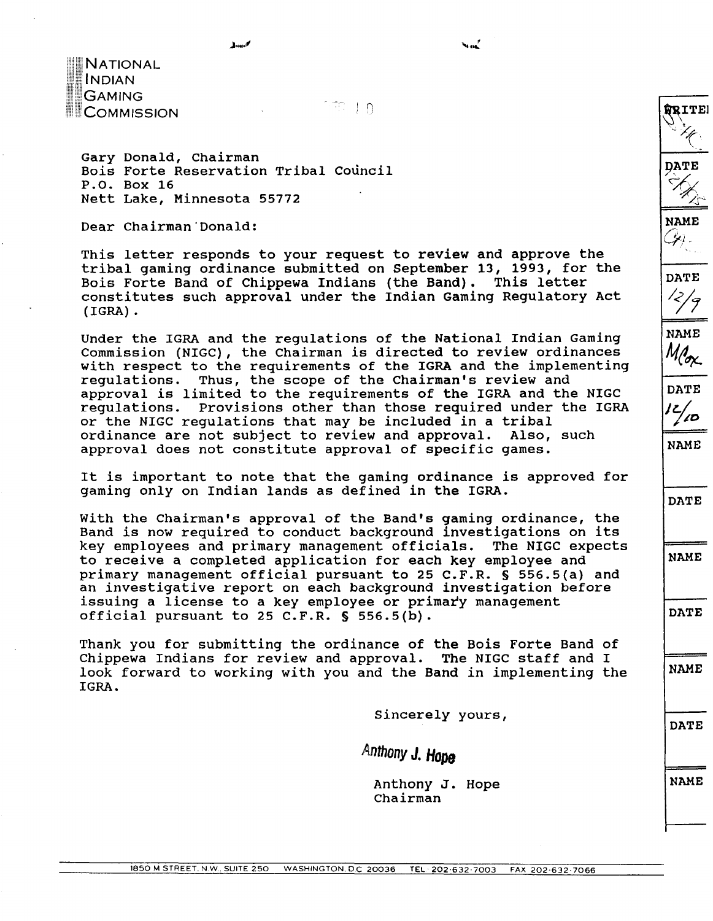NATIONAL
INDIAN
GAMING
COMMISSION

Gary Donald, Chairman
Bois Forte Reservation Tribal Council
P.O. Box 16
Nett Lake, Minnesota 55772

Dear Chairman Donald:

This letter responds to your request to review and approve the tribal gaming ordinance submitted on September 13, 1993, for the Bois Forte Band of Chippewa Indians (the Band). This letter constitutes such approval under the Indian Gaming Regulatory Act (IGRA).

Under the IGRA and the regulations of the National Indian Gaming Commission (NIGC), the Chairman is directed to review ordinances with respect to the requirements of the IGRA and the implementing regulations. Thus, the scope of the Chairman's review and approval is limited to the requirements of the IGRA and the NIGC regulations. Provisions other than those required under the IGRA or the NIGC regulations that may be included in a tribal ordinance are not subject to review and approval. Also, such approval does not constitute approval of specific games.

It is important to note that the gaming ordinance is approved for gaming only on Indian lands as defined in the IGRA.

With the Chairman's approval of the Band's gaming ordinance, the Band is now required to conduct background investigations on its key employees and primary management officials. The NIGC expects to receive a completed application for each key employee and primary management official pursuant to 25 C.F.R. § 556.5(a) and an investigative report on each background investigation before issuing a license to a key employee or primary management official pursuant to 25 C.F.R. § 556.5(b).

Thank you for submitting the ordinance of the Bois Forte Band of Chippewa Indians for review and approval. The NIGC staff and I look forward to working with you and the Band in implementing the IGRA.

Sincerely yours,

*Anthony J. Hope*

Anthony J. Hope
Chairman

| WRITER | DATE | NAME | DATE | NAME | DATE | NAME | DATE | NAME | DATE | NAME | DATE | NAME |
|---|---|---|---|---|---|---|---|---|---|---|---|---|
| | | | 12/9 | MCox | 12/10 | | | | | | | |

1850 M STREET, N.W., SUITE 250 WASHINGTON, D.C. 20036 TEL 202-632-7003 FAX 202-632-7066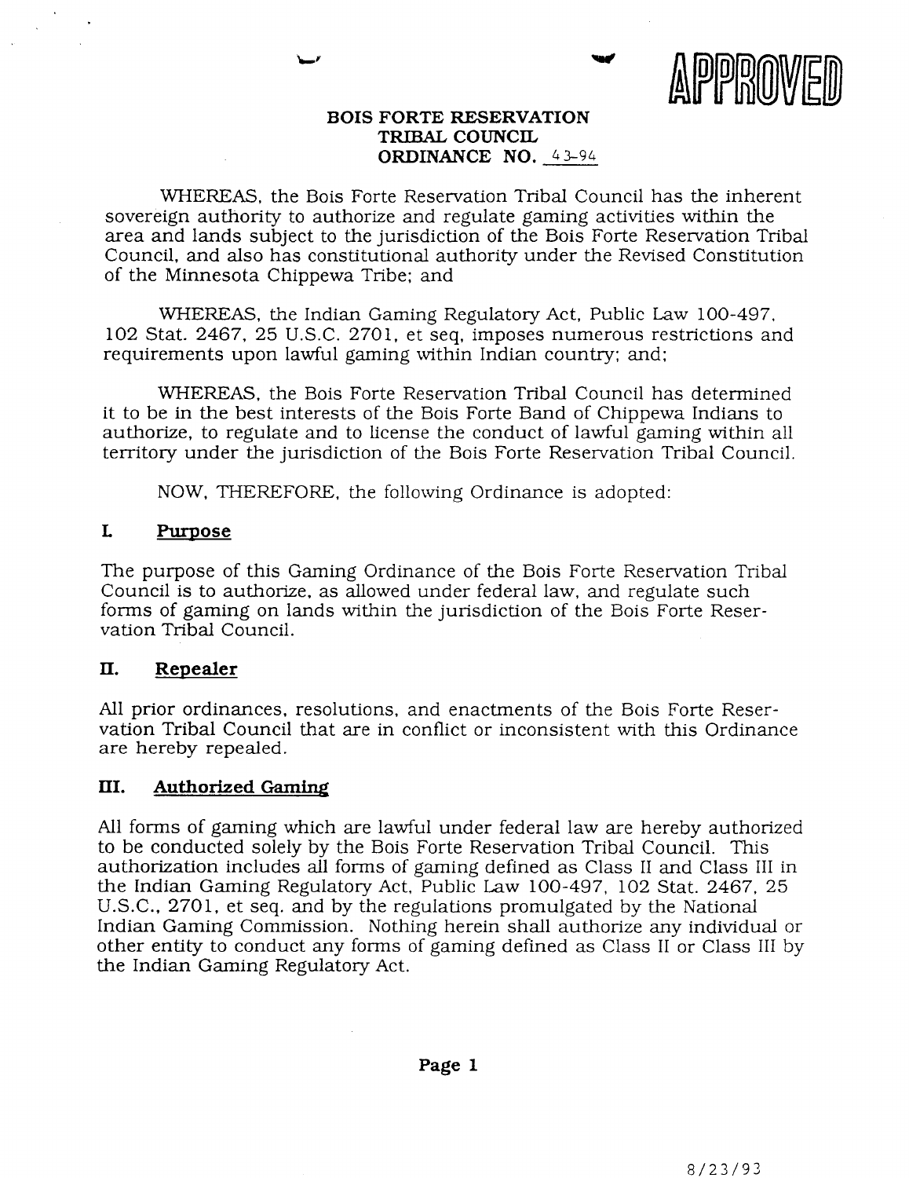APPROVED

**BOIS FORTE RESERVATION TRIBAL COUNCIL ORDINANCE NO. 43-94**

WHEREAS, the Bois Forte Reservation Tribal Council has the inherent sovereign authority to authorize and regulate gaming activities within the area and lands subject to the jurisdiction of the Bois Forte Reservation Tribal Council, and also has constitutional authority under the Revised Constitution of the Minnesota Chippewa Tribe; and

WHEREAS, the Indian Gaming Regulatory Act, Public Law 100-497, 102 Stat. 2467, 25 U.S.C. 2701, et seq, imposes numerous restrictions and requirements upon lawful gaming within Indian country; and;

WHEREAS, the Bois Forte Reservation Tribal Council has determined it to be in the best interests of the Bois Forte Band of Chippewa Indians to authorize, to regulate and to license the conduct of lawful gaming within all territory under the jurisdiction of the Bois Forte Reservation Tribal Council.

NOW, THEREFORE, the following Ordinance is adopted:

## I. Purpose

The purpose of this Gaming Ordinance of the Bois Forte Reservation Tribal Council is to authorize, as allowed under federal law, and regulate such forms of gaming on lands within the jurisdiction of the Bois Forte Reservation Tribal Council.

## II. Repealer

All prior ordinances, resolutions, and enactments of the Bois Forte Reservation Tribal Council that are in conflict or inconsistent with this Ordinance are hereby repealed.

## III. Authorized Gaming

All forms of gaming which are lawful under federal law are hereby authorized to be conducted solely by the Bois Forte Reservation Tribal Council. This authorization includes all forms of gaming defined as Class II and Class III in the Indian Gaming Regulatory Act, Public Law 100-497, 102 Stat. 2467, 25 U.S.C., 2701, et seq. and by the regulations promulgated by the National Indian Gaming Commission. Nothing herein shall authorize any individual or other entity to conduct any forms of gaming defined as Class II or Class III by the Indian Gaming Regulatory Act.

8/23/93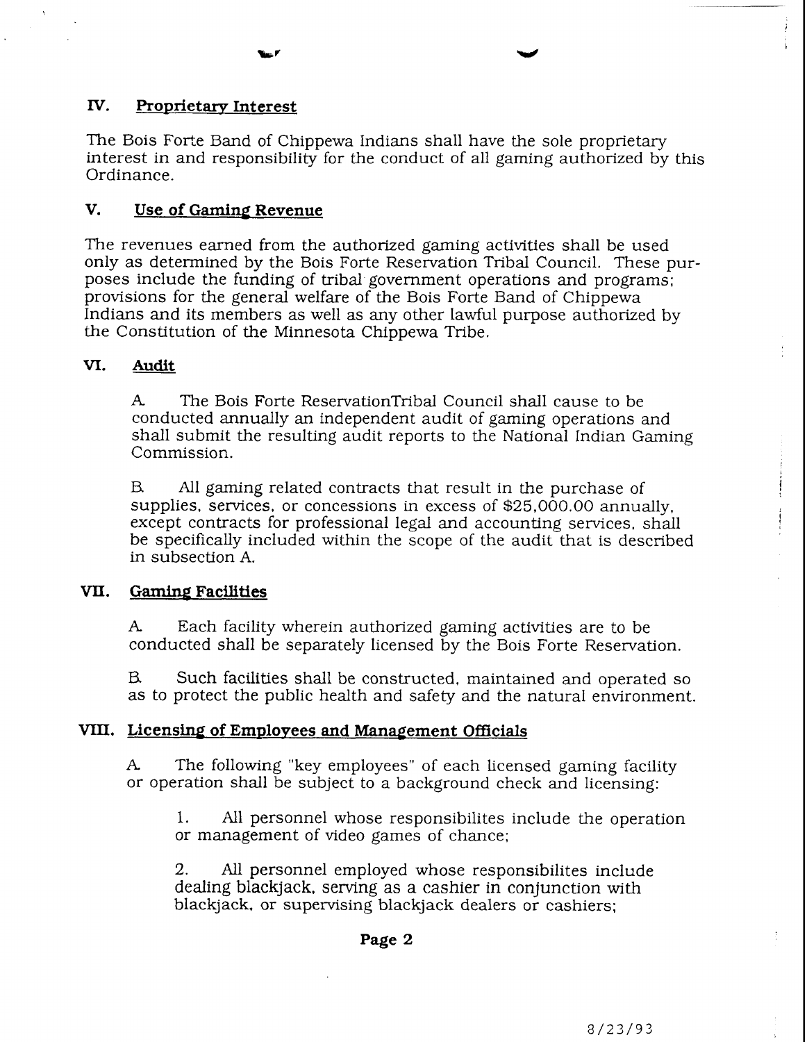## IV. Proprietary Interest

The Bois Forte Band of Chippewa Indians shall have the sole proprietary interest in and responsibility for the conduct of all gaming authorized by this Ordinance.

## V. Use of Gaming Revenue

The revenues earned from the authorized gaming activities shall be used only as determined by the Bois Forte Reservation Tribal Council. These purposes include the funding of tribal government operations and programs; provisions for the general welfare of the Bois Forte Band of Chippewa Indians and its members as well as any other lawful purpose authorized by the Constitution of the Minnesota Chippewa Tribe.

## VI. Audit

A. The Bois Forte ReservationTribal Council shall cause to be conducted annually an independent audit of gaming operations and shall submit the resulting audit reports to the National Indian Gaming Commission.

B. All gaming related contracts that result in the purchase of supplies, services, or concessions in excess of $25,000.00 annually, except contracts for professional legal and accounting services, shall be specifically included within the scope of the audit that is described in subsection A.

## VII. Gaming Facilities

A. Each facility wherein authorized gaming activities are to be conducted shall be separately licensed by the Bois Forte Reservation.

B. Such facilities shall be constructed, maintained and operated so as to protect the public health and safety and the natural environment.

## VIII. Licensing of Employees and Management Officials

A. The following "key employees" of each licensed gaming facility or operation shall be subject to a background check and licensing:

1. All personnel whose responsibilites include the operation or management of video games of chance;

2. All personnel employed whose responsibilites include dealing blackjack, serving as a cashier in conjunction with blackjack, or supervising blackjack dealers or cashiers;

8/23/93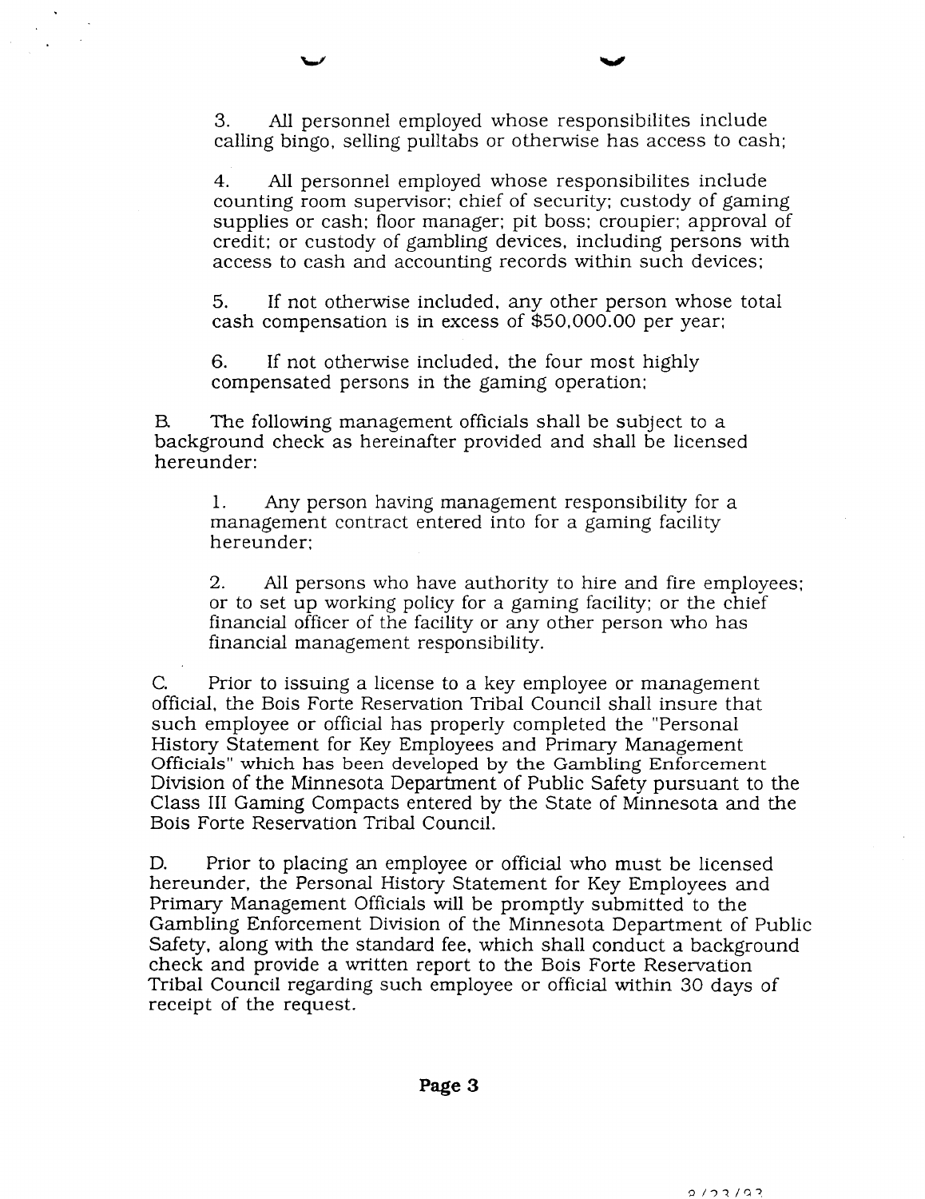3. All personnel employed whose responsibilites include calling bingo, selling pulltabs or otherwise has access to cash;

4. All personnel employed whose responsibilites include counting room supervisor; chief of security; custody of gaming supplies or cash; floor manager; pit boss; croupier; approval of credit; or custody of gambling devices, including persons with access to cash and accounting records within such devices;

5. If not otherwise included, any other person whose total cash compensation is in excess of $50,000.00 per year;

6. If not otherwise included, the four most highly compensated persons in the gaming operation;

B. The following management officials shall be subject to a background check as hereinafter provided and shall be licensed hereunder:

1. Any person having management responsibility for a management contract entered into for a gaming facility hereunder;

2. All persons who have authority to hire and fire employees; or to set up working policy for a gaming facility; or the chief financial officer of the facility or any other person who has financial management responsibility.

C. Prior to issuing a license to a key employee or management official, the Bois Forte Reservation Tribal Council shall insure that such employee or official has properly completed the "Personal History Statement for Key Employees and Primary Management Officials" which has been developed by the Gambling Enforcement Division of the Minnesota Department of Public Safety pursuant to the Class III Gaming Compacts entered by the State of Minnesota and the Bois Forte Reservation Tribal Council.

D. Prior to placing an employee or official who must be licensed hereunder, the Personal History Statement for Key Employees and Primary Management Officials will be promptly submitted to the Gambling Enforcement Division of the Minnesota Department of Public Safety, along with the standard fee, which shall conduct a background check and provide a written report to the Bois Forte Reservation Tribal Council regarding such employee or official within 30 days of receipt of the request.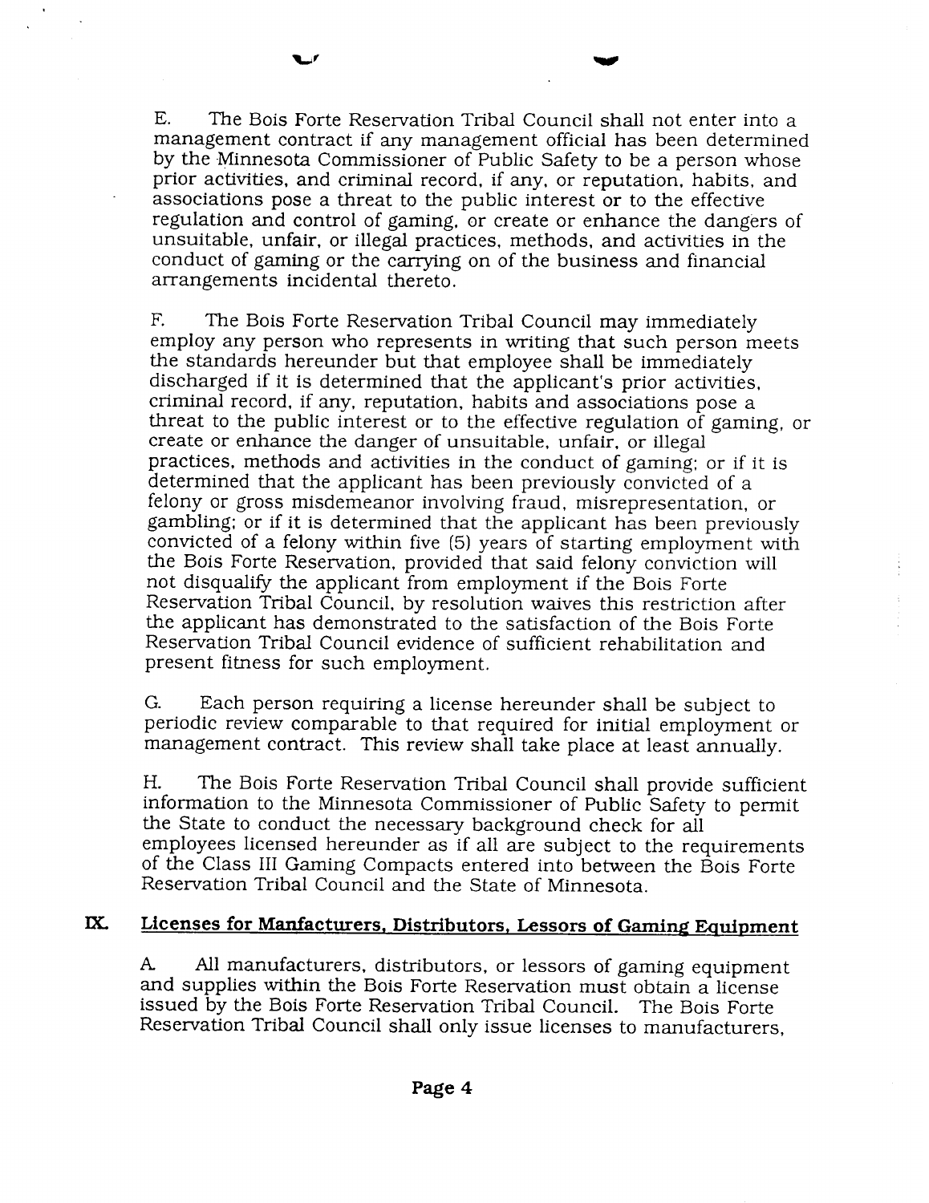E. The Bois Forte Reservation Tribal Council shall not enter into a management contract if any management official has been determined by the Minnesota Commissioner of Public Safety to be a person whose prior activities, and criminal record, if any, or reputation, habits, and associations pose a threat to the public interest or to the effective regulation and control of gaming, or create or enhance the dangers of unsuitable, unfair, or illegal practices, methods, and activities in the conduct of gaming or the carrying on of the business and financial arrangements incidental thereto.

F. The Bois Forte Reservation Tribal Council may immediately employ any person who represents in writing that such person meets the standards hereunder but that employee shall be immediately discharged if it is determined that the applicant's prior activities, criminal record, if any, reputation, habits and associations pose a threat to the public interest or to the effective regulation of gaming, or create or enhance the danger of unsuitable, unfair, or illegal practices, methods and activities in the conduct of gaming; or if it is determined that the applicant has been previously convicted of a felony or gross misdemeanor involving fraud, misrepresentation, or gambling; or if it is determined that the applicant has been previously convicted of a felony within five (5) years of starting employment with the Bois Forte Reservation, provided that said felony conviction will not disqualify the applicant from employment if the Bois Forte Reservation Tribal Council, by resolution waives this restriction after the applicant has demonstrated to the satisfaction of the Bois Forte Reservation Tribal Council evidence of sufficient rehabilitation and present fitness for such employment.

G. Each person requiring a license hereunder shall be subject to periodic review comparable to that required for initial employment or management contract. This review shall take place at least annually.

H. The Bois Forte Reservation Tribal Council shall provide sufficient information to the Minnesota Commissioner of Public Safety to permit the State to conduct the necessary background check for all employees licensed hereunder as if all are subject to the requirements of the Class III Gaming Compacts entered into between the Bois Forte Reservation Tribal Council and the State of Minnesota.

## IX. Licenses for Manfacturers, Distributors, Lessors of Gaming Equipment

A. All manufacturers, distributors, or lessors of gaming equipment and supplies within the Bois Forte Reservation must obtain a license issued by the Bois Forte Reservation Tribal Council. The Bois Forte Reservation Tribal Council shall only issue licenses to manufacturers,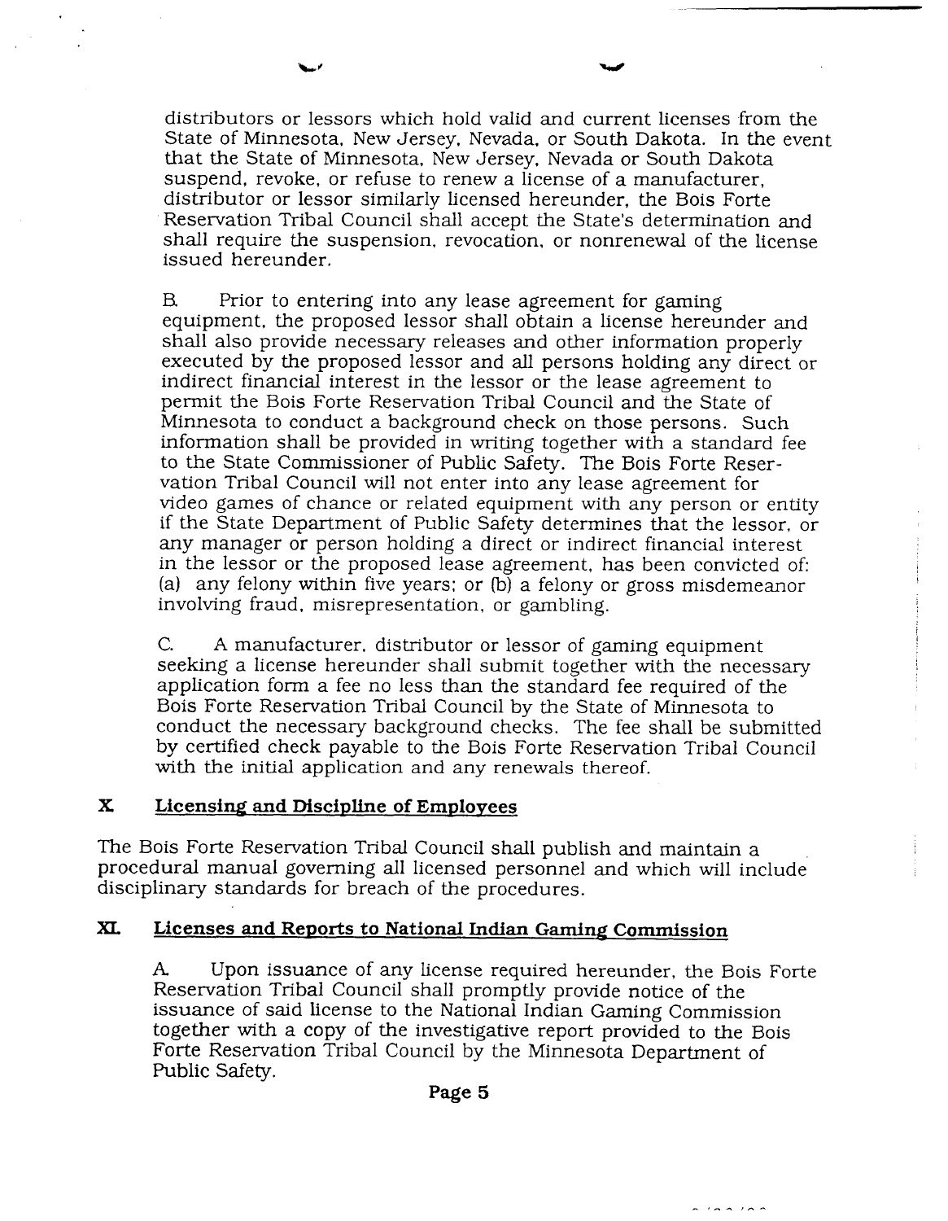distributors or lessors which hold valid and current licenses from the State of Minnesota, New Jersey, Nevada, or South Dakota. In the event that the State of Minnesota, New Jersey, Nevada or South Dakota suspend, revoke, or refuse to renew a license of a manufacturer, distributor or lessor similarly licensed hereunder, the Bois Forte Reservation Tribal Council shall accept the State's determination and shall require the suspension, revocation, or nonrenewal of the license issued hereunder.

B. Prior to entering into any lease agreement for gaming equipment, the proposed lessor shall obtain a license hereunder and shall also provide necessary releases and other information properly executed by the proposed lessor and all persons holding any direct or indirect financial interest in the lessor or the lease agreement to permit the Bois Forte Reservation Tribal Council and the State of Minnesota to conduct a background check on those persons. Such information shall be provided in writing together with a standard fee to the State Commissioner of Public Safety. The Bois Forte Reservation Tribal Council will not enter into any lease agreement for video games of chance or related equipment with any person or entity if the State Department of Public Safety determines that the lessor, or any manager or person holding a direct or indirect financial interest in the lessor or the proposed lease agreement, has been convicted of: (a) any felony within five years; or (b) a felony or gross misdemeanor involving fraud, misrepresentation, or gambling.

C. A manufacturer, distributor or lessor of gaming equipment seeking a license hereunder shall submit together with the necessary application form a fee no less than the standard fee required of the Bois Forte Reservation Tribal Council by the State of Minnesota to conduct the necessary background checks. The fee shall be submitted by certified check payable to the Bois Forte Reservation Tribal Council with the initial application and any renewals thereof.

## X. Licensing and Discipline of Employees

The Bois Forte Reservation Tribal Council shall publish and maintain a procedural manual governing all licensed personnel and which will include disciplinary standards for breach of the procedures.

## XI. Licenses and Reports to National Indian Gaming Commission

A. Upon issuance of any license required hereunder, the Bois Forte Reservation Tribal Council shall promptly provide notice of the issuance of said license to the National Indian Gaming Commission together with a copy of the investigative report provided to the Bois Forte Reservation Tribal Council by the Minnesota Department of Public Safety.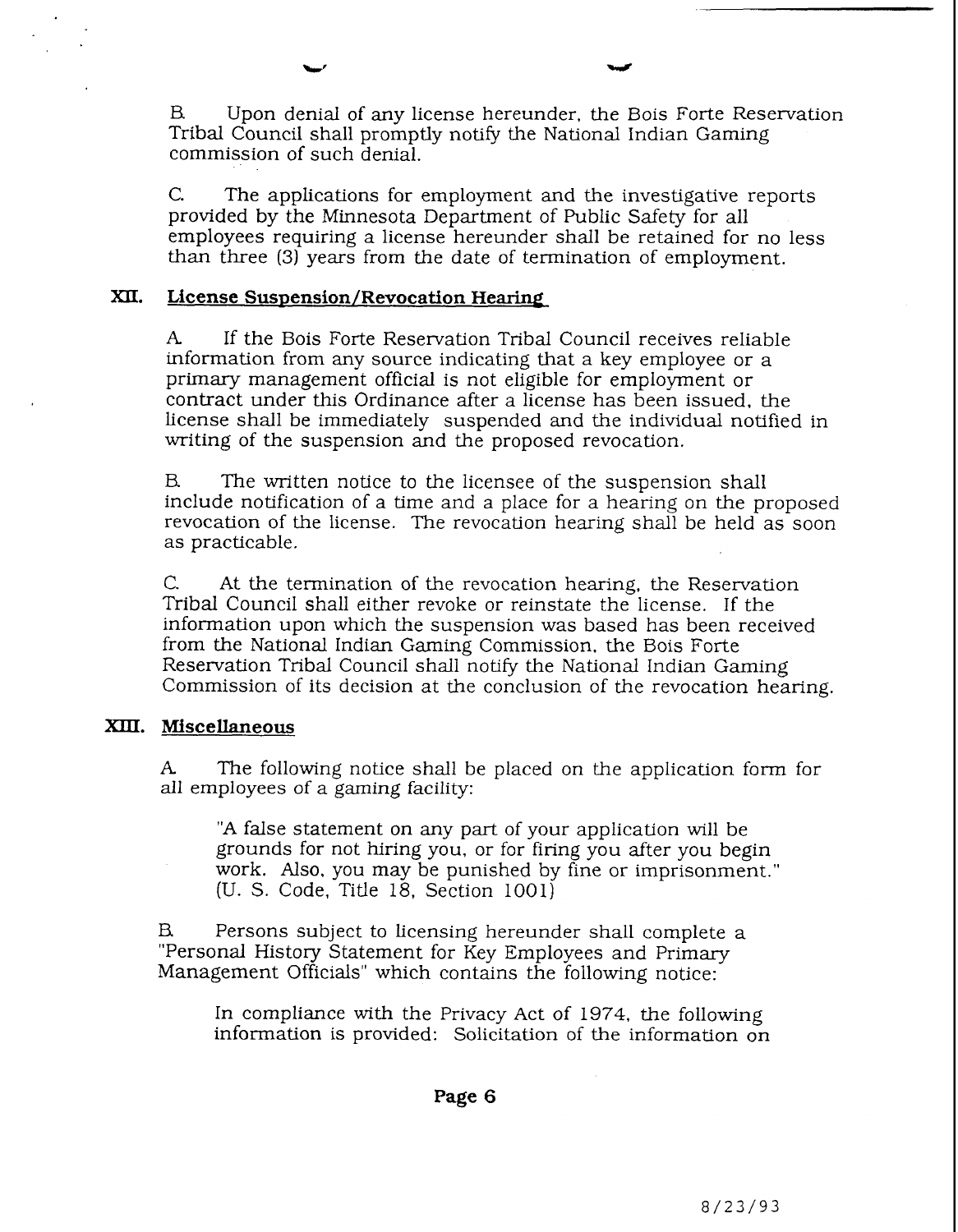B. Upon denial of any license hereunder, the Bois Forte Reservation Tribal Council shall promptly notify the National Indian Gaming commission of such denial.

C. The applications for employment and the investigative reports provided by the Minnesota Department of Public Safety for all employees requiring a license hereunder shall be retained for no less than three (3) years from the date of termination of employment.

## XII. License Suspension/Revocation Hearing

A. If the Bois Forte Reservation Tribal Council receives reliable information from any source indicating that a key employee or a primary management official is not eligible for employment or contract under this Ordinance after a license has been issued, the license shall be immediately suspended and the individual notified in writing of the suspension and the proposed revocation.

B. The written notice to the licensee of the suspension shall include notification of a time and a place for a hearing on the proposed revocation of the license. The revocation hearing shall be held as soon as practicable.

C. At the termination of the revocation hearing, the Reservation Tribal Council shall either revoke or reinstate the license. If the information upon which the suspension was based has been received from the National Indian Gaming Commission, the Bois Forte Reservation Tribal Council shall notify the National Indian Gaming Commission of its decision at the conclusion of the revocation hearing.

## XIII. Miscellaneous

A. The following notice shall be placed on the application form for all employees of a gaming facility:

> "A false statement on any part of your application will be grounds for not hiring you, or for firing you after you begin work. Also, you may be punished by fine or imprisonment." (U. S. Code, Title 18, Section 1001)

B. Persons subject to licensing hereunder shall complete a "Personal History Statement for Key Employees and Primary Management Officials" which contains the following notice:

> In compliance with the Privacy Act of 1974, the following information is provided: Solicitation of the information on

8/23/93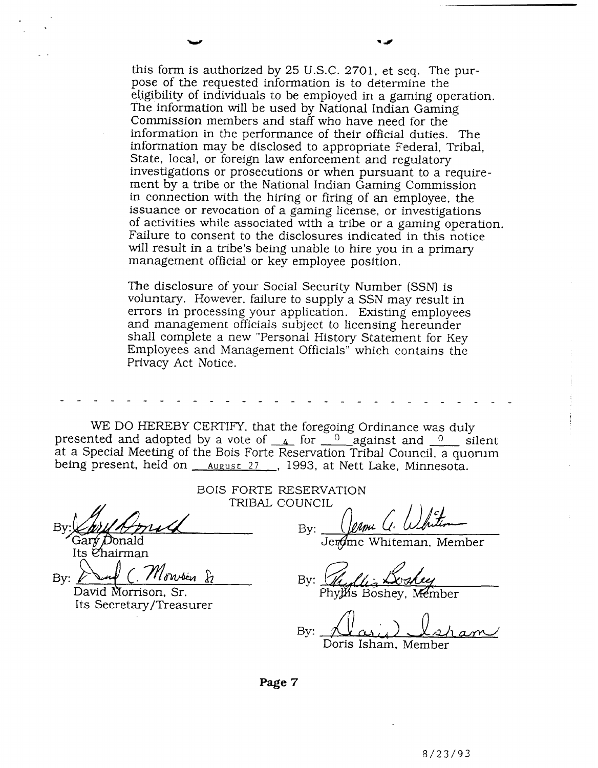this form is authorized by 25 U.S.C. 2701, et seq. The purpose of the requested information is to determine the eligibility of individuals to be employed in a gaming operation. The information will be used by National Indian Gaming Commission members and staff who have need for the information in the performance of their official duties. The information may be disclosed to appropriate Federal, Tribal, State, local, or foreign law enforcement and regulatory investigations or prosecutions or when pursuant to a requirement by a tribe or the National Indian Gaming Commission in connection with the hiring or firing of an employee, the issuance or revocation of a gaming license, or investigations of activities while associated with a tribe or a gaming operation. Failure to consent to the disclosures indicated in this notice will result in a tribe's being unable to hire you in a primary management official or key employee position.

The disclosure of your Social Security Number (SSN) is voluntary. However, failure to supply a SSN may result in errors in processing your application. Existing employees and management officials subject to licensing hereunder shall complete a new "Personal History Statement for Key Employees and Management Officials" which contains the Privacy Act Notice.

- - - - - - - - - - - - - - - - - - - - - - - - - -

WE DO HEREBY CERTIFY, that the foregoing Ordinance was duly presented and adopted by a vote of 4 for 0 against and 0 silent at a Special Meeting of the Bois Forte Reservation Tribal Council, a quorum being present, held on August 27, 1993, at Nett Lake, Minnesota.

BOIS FORTE RESERVATION
TRIBAL COUNCIL

By: ______________________
Gary Donald
Its Chairman

By: ______________________
David Morrison, Sr.
Its Secretary/Treasurer

By: ______________________
Jerome Whiteman, Member

By: ______________________
Phyllis Boshey, Member

By: ______________________
Doris Isham, Member

8/23/93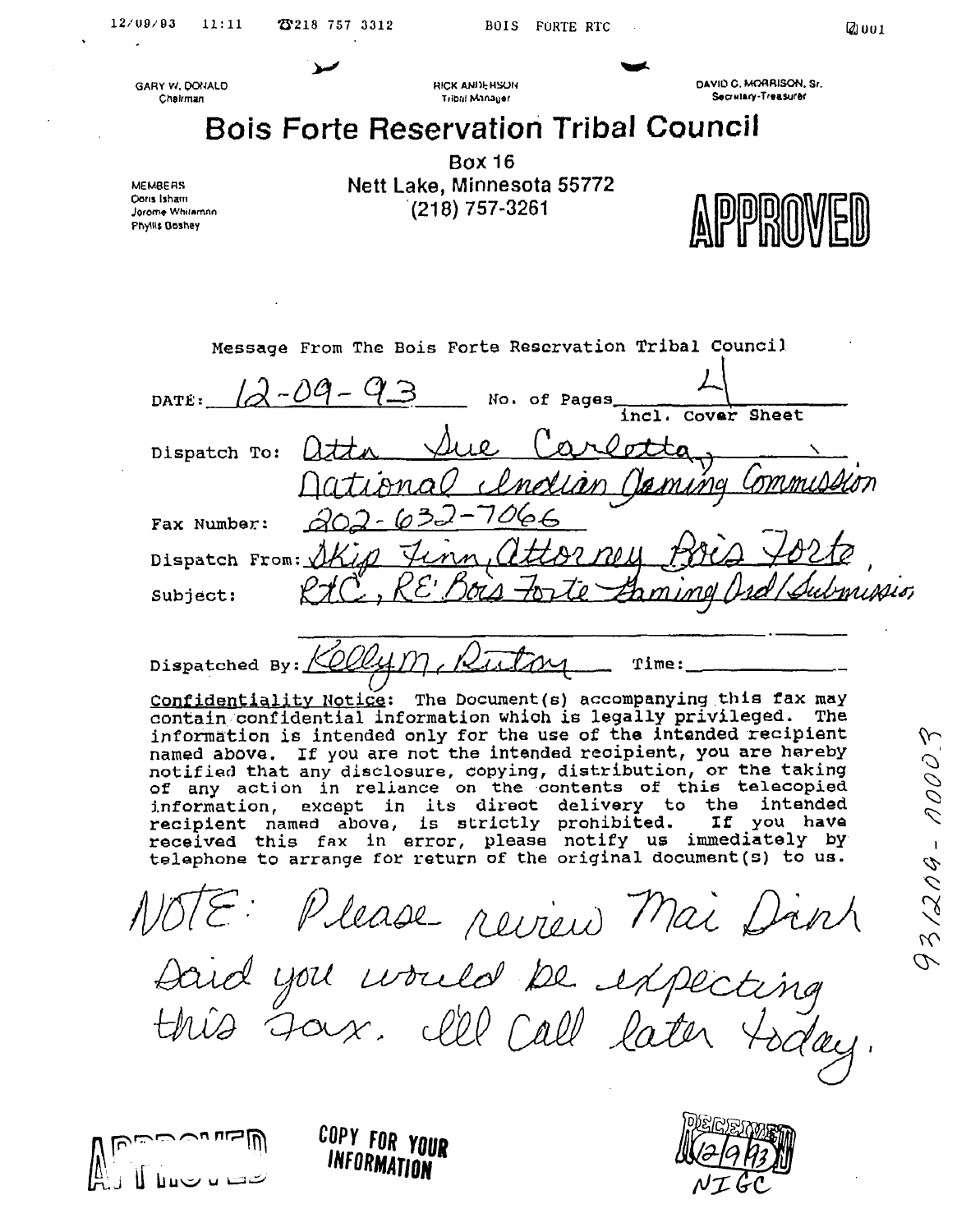12/09/93 11:11 ☎218 757 3312 BOIS FORTE RTC 001

GARY W. DONALD
Chairman

RICK ANDERSON
Tribal Manager

DAVID C. MORRISON, Sr.
Secretary-Treasurer

# Bois Forte Reservation Tribal Council

Box 16
Nett Lake, Minnesota 55772
(218) 757-3261

MEMBERS
Doris Isham
Jerome Whiteman
Phyllis Boshey

APPROVED

Message From The Bois Forte Reservation Tribal Council

DATE: 12-09-93 No. of Pages 4 incl. Cover Sheet

Dispatch To: Attn Sue Carlotta, National Indian Gaming Commission

Fax Number: 202-632-7066

Dispatch From: Skip Finn, Attorney Bois Forte,

Subject: RTC, RE: Bois Forte Gaming Ord/Submission

Dispatched By: Kelly M. Rutten Time:

Confidentiality Notice: The Document(s) accompanying this fax may contain confidential information which is legally privileged. The information is intended only for the use of the intended recipient named above. If you are not the intended recipient, you are hereby notified that any disclosure, copying, distribution, or the taking of any action in reliance on the contents of this telecopied information, except in its direct delivery to the intended recipient named above, is strictly prohibited. If you have received this fax in error, please notify us immediately by telephone to arrange for return of the original document(s) to us.

NOTE: Please review Mai Dinh said you would be expecting this fax. I'll call later today.

931209-0003

APPROVED

COPY FOR YOUR INFORMATION

RECEIVED 12/9/93 NIGC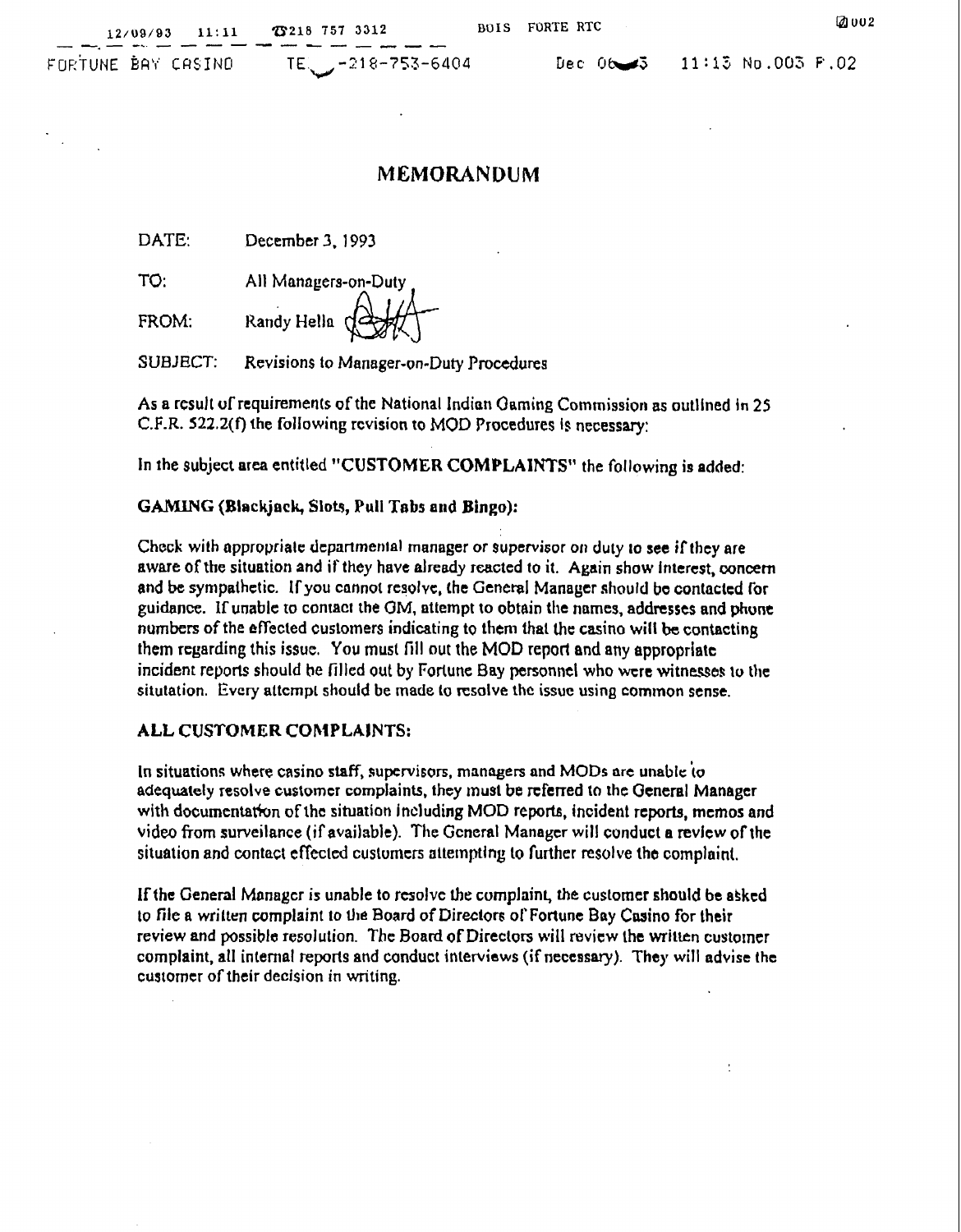# MEMORANDUM

DATE: December 3, 1993

TO: All Managers-on-Duty

FROM: Randy Hella

SUBJECT: Revisions to Manager-on-Duty Procedures

As a result of requirements of the National Indian Gaming Commission as outlined in 25 C.F.R. 522.2(f) the following revision to MOD Procedures is necessary:

In the subject area entitled "**CUSTOMER COMPLAINTS**" the following is added:

**GAMING (Blackjack, Slots, Pull Tabs and Bingo):**

Check with appropriate departmental manager or supervisor on duty to see if they are aware of the situation and if they have already reacted to it. Again show interest, concern and be sympathetic. If you cannot resolve, the General Manager should be contacted for guidance. If unable to contact the GM, attempt to obtain the names, addresses and phone numbers of the effected customers indicating to them that the casino will be contacting them regarding this issue. You must fill out the MOD report and any appropriate incident reports should be filled out by Fortune Bay personnel who were witnesses to the situtation. Every attempt should be made to resolve the issue using common sense.

**ALL CUSTOMER COMPLAINTS:**

In situations where casino staff, supervisors, managers and MODs are unable to adequately resolve customer complaints, they must be referred to the General Manager with documentation of the situation including MOD reports, incident reports, memos and video from surveilance (if available). The General Manager will conduct a review of the situation and contact effected customers attempting to further resolve the complaint.

If the General Manager is unable to resolve the complaint, the customer should be asked to file a written complaint to the Board of Directors of Fortune Bay Casino for their review and possible resolution. The Board of Directors will review the written customer complaint, all internal reports and conduct interviews (if necessary). They will advise the customer of their decision in writing.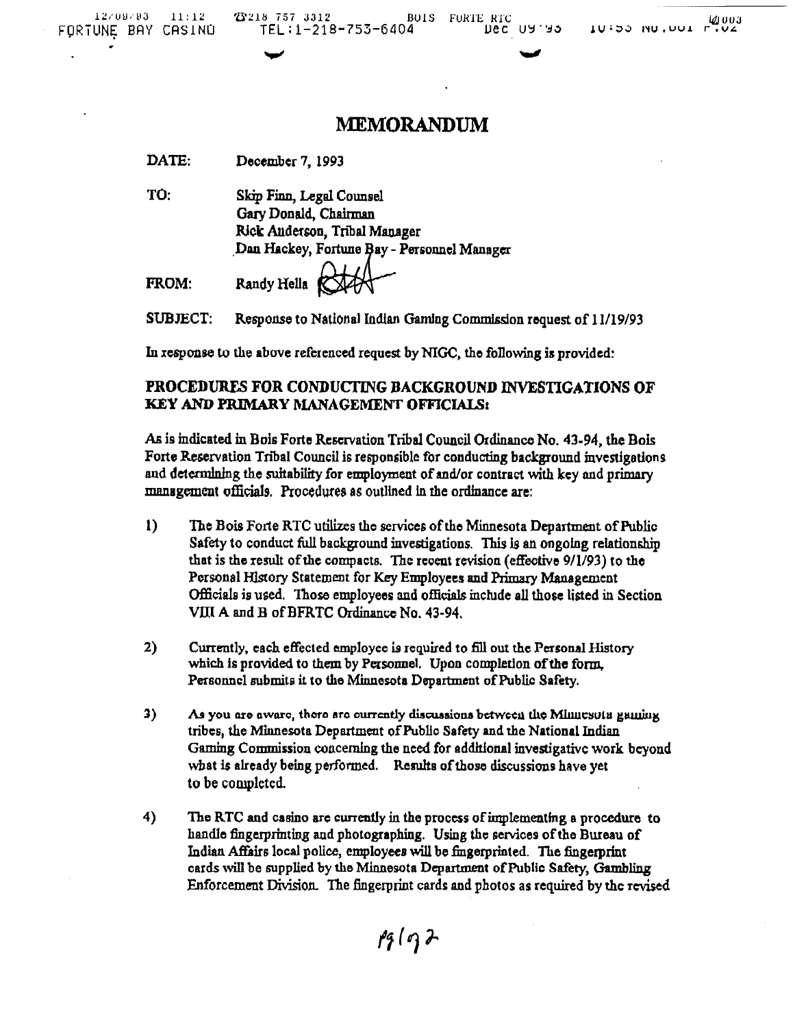# MEMORANDUM

**DATE:** December 7, 1993

**TO:** Skip Finn, Legal Counsel
Gary Donald, Chairman
Rick Anderson, Tribal Manager
Dan Hackey, Fortune Bay - Personnel Manager

**FROM:** Randy Hella

**SUBJECT:** Response to National Indian Gaming Commission request of 11/19/93

In response to the above referenced request by NIGC, the following is provided:

## PROCEDURES FOR CONDUCTING BACKGROUND INVESTIGATIONS OF KEY AND PRIMARY MANAGEMENT OFFICIALS:

As is indicated in Bois Forte Reservation Tribal Council Ordinance No. 43-94, the Bois Forte Reservation Tribal Council is responsible for conducting background investigations and determining the suitability for employment of and/or contract with key and primary management officials. Procedures as outlined in the ordinance are:

1) The Bois Forte RTC utilizes the services of the Minnesota Department of Public Safety to conduct full background investigations. This is an ongoing relationship that is the result of the compacts. The recent revision (effective 9/1/93) to the Personal History Statement for Key Employees and Primary Management Officials is used. Those employees and officials include all those listed in Section VIII A and B of BFRTC Ordinance No. 43-94.

2) Currently, each effected employee is required to fill out the Personal History which is provided to them by Personnel. Upon completion of the form, Personnel submits it to the Minnesota Department of Public Safety.

3) As you are aware, there are currently discussions between the Minnesota gaming tribes, the Minnesota Department of Public Safety and the National Indian Gaming Commission concerning the need for additional investigative work beyond what is already being performed. Results of those discussions have yet to be completed.

4) The RTC and casino are currently in the process of implementing a procedure to handle fingerprinting and photographing. Using the services of the Bureau of Indian Affairs local police, employees will be fingerprinted. The fingerprint cards will be supplied by the Minnesota Department of Public Safety, Gambling Enforcement Division. The fingerprint cards and photos as required by the revised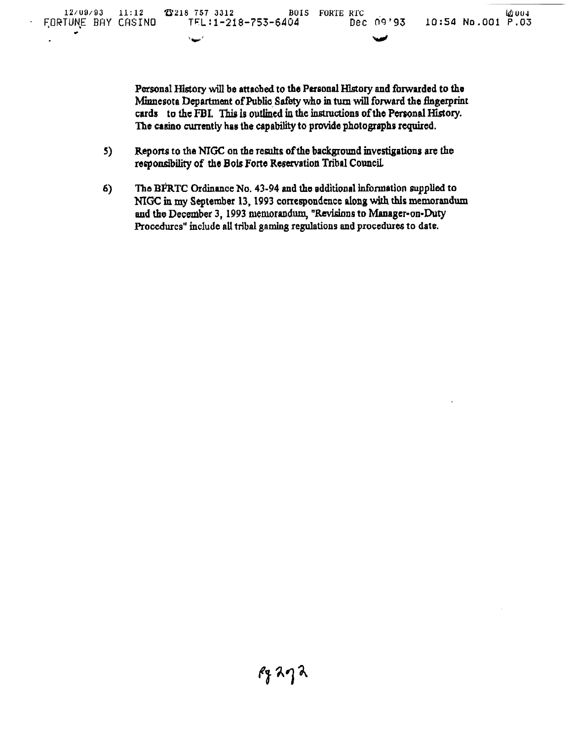Personal History will be attached to the Personal History and forwarded to the Minnesota Department of Public Safety who in turn will forward the fingerprint cards to the FBI. This is outlined in the instructions of the Personal History. The casino currently has the capability to provide photographs required.

5) Reports to the NIGC on the results of the background investigations are the responsibility of the Bois Forte Reservation Tribal Council.

6) The BFRTC Ordinance No. 43-94 and the additional information supplied to NIGC in my September 13, 1993 correspondence along with this memorandum and the December 3, 1993 memorandum, "Revisions to Manager-on-Duty Procedures" include all tribal gaming regulations and procedures to date.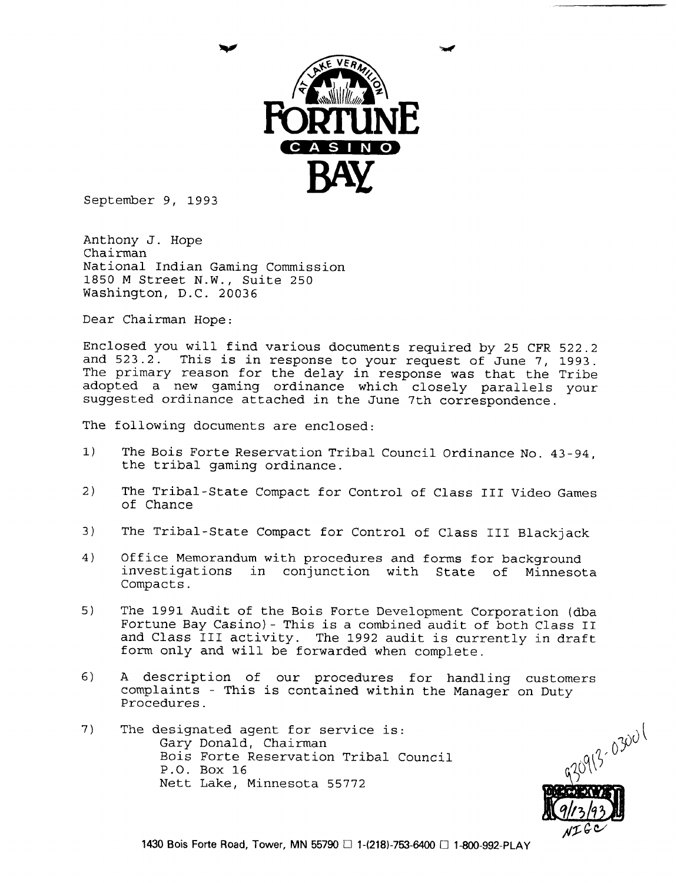AT LAKE VERMILION

**FORTUNE**
**CASINO**
**BAY**

September 9, 1993

Anthony J. Hope
Chairman
National Indian Gaming Commission
1850 M Street N.W., Suite 250
Washington, D.C. 20036

Dear Chairman Hope:

Enclosed you will find various documents required by 25 CFR 522.2 and 523.2. This is in response to your request of June 7, 1993. The primary reason for the delay in response was that the Tribe adopted a new gaming ordinance which closely parallels your suggested ordinance attached in the June 7th correspondence.

The following documents are enclosed:

1) The Bois Forte Reservation Tribal Council Ordinance No. 43-94, the tribal gaming ordinance.

2) The Tribal-State Compact for Control of Class III Video Games of Chance

3) The Tribal-State Compact for Control of Class III Blackjack

4) Office Memorandum with procedures and forms for background investigations in conjunction with State of Minnesota Compacts.

5) The 1991 Audit of the Bois Forte Development Corporation (dba Fortune Bay Casino) - This is a combined audit of both Class II and Class III activity. The 1992 audit is currently in draft form only and will be forwarded when complete.

6) A description of our procedures for handling customers complaints - This is contained within the Manager on Duty Procedures.

7) The designated agent for service is:
   Gary Donald, Chairman
   Bois Forte Reservation Tribal Council
   P.O. Box 16
   Nett Lake, Minnesota 55772

930913-03001

RECEIVED
9/13/93
NIGC

1430 Bois Forte Road, Tower, MN 55790 □ 1-(218)-753-6400 □ 1-800-992-PLAY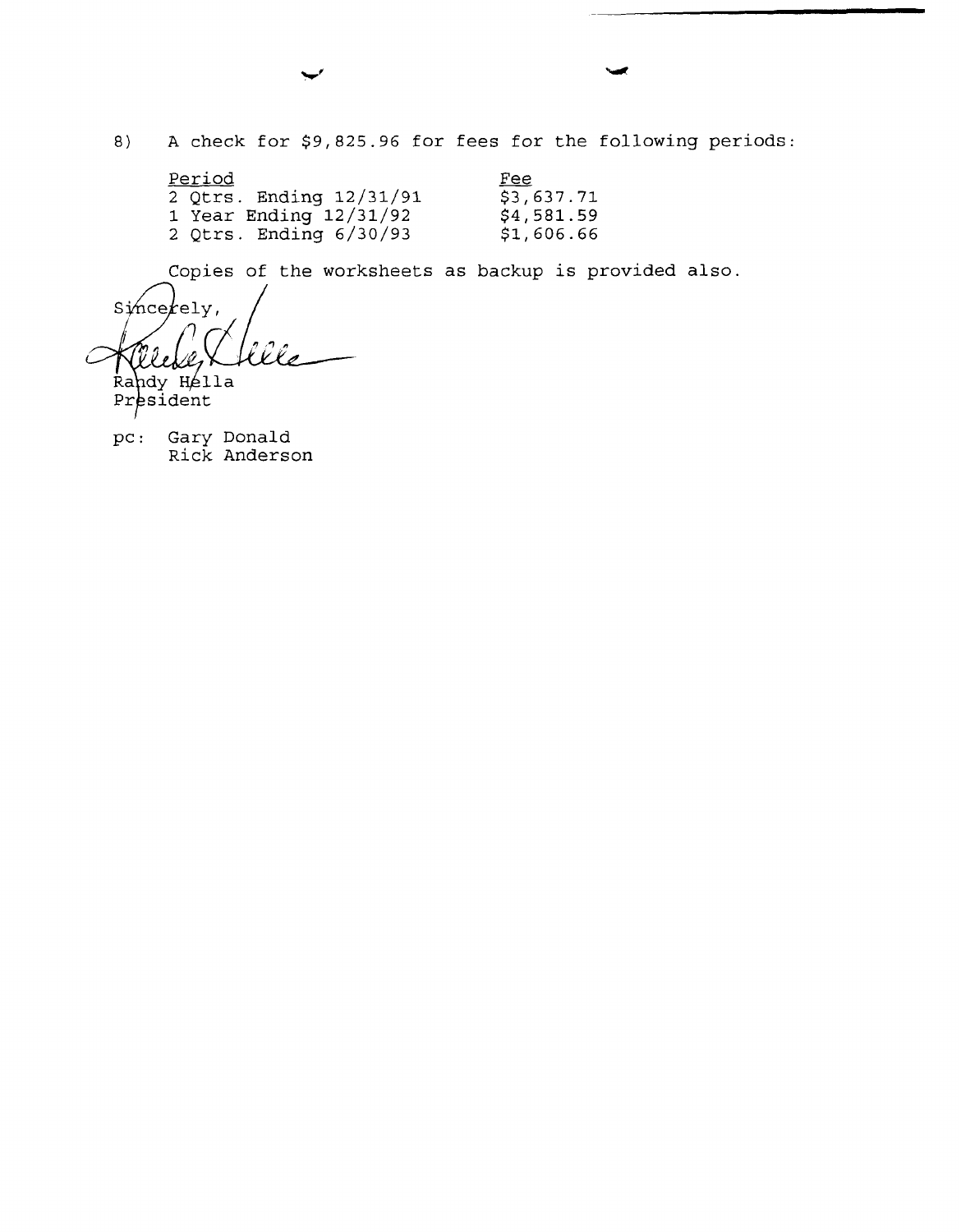8) A check for $9,825.96 for fees for the following periods:

| Period | Fee |
|---|---|
| 2 Qtrs. Ending 12/31/91 | $3,637.71 |
| 1 Year Ending 12/31/92 | $4,581.59 |
| 2 Qtrs. Ending 6/30/93 | $1,606.66 |

Copies of the worksheets as backup is provided also.

Sincerely,

Randy Hella
President

pc: Gary Donald
Rick Anderson